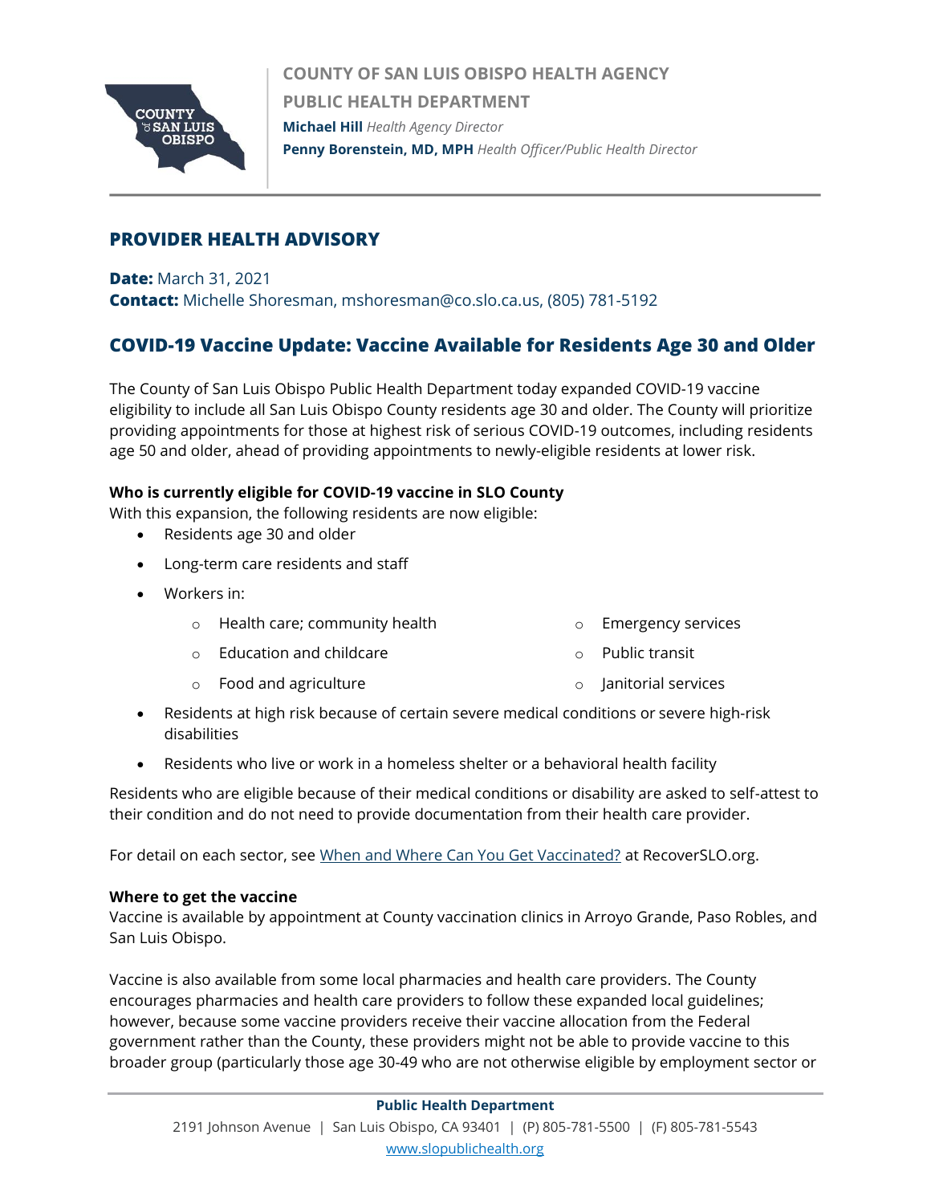COUNTY OF SAN LUIS OBISPO HEALTH AGENCY
PUBLIC HEALTH DEPARTMENT
**Michael Hill** *Health Agency Director*
**Penny Borenstein, MD, MPH** *Health Officer/Public Health Director*

## PROVIDER HEALTH ADVISORY

**Date:** March 31, 2021
**Contact:** Michelle Shoresman, mshoresman@co.slo.ca.us, (805) 781-5192

## COVID-19 Vaccine Update: Vaccine Available for Residents Age 30 and Older

The County of San Luis Obispo Public Health Department today expanded COVID-19 vaccine eligibility to include all San Luis Obispo County residents age 30 and older. The County will prioritize providing appointments for those at highest risk of serious COVID-19 outcomes, including residents age 50 and older, ahead of providing appointments to newly-eligible residents at lower risk.

**Who is currently eligible for COVID-19 vaccine in SLO County**
With this expansion, the following residents are now eligible:

- Residents age 30 and older
- Long-term care residents and staff
- Workers in:
  - Health care; community health
  - Education and childcare
  - Food and agriculture
  - Emergency services
  - Public transit
  - Janitorial services
- Residents at high risk because of certain severe medical conditions or severe high-risk disabilities
- Residents who live or work in a homeless shelter or a behavioral health facility

Residents who are eligible because of their medical conditions or disability are asked to self-attest to their condition and do not need to provide documentation from their health care provider.

For detail on each sector, see When and Where Can You Get Vaccinated? at RecoverSLO.org.

**Where to get the vaccine**
Vaccine is available by appointment at County vaccination clinics in Arroyo Grande, Paso Robles, and San Luis Obispo.

Vaccine is also available from some local pharmacies and health care providers. The County encourages pharmacies and health care providers to follow these expanded local guidelines; however, because some vaccine providers receive their vaccine allocation from the Federal government rather than the County, these providers might not be able to provide vaccine to this broader group (particularly those age 30-49 who are not otherwise eligible by employment sector or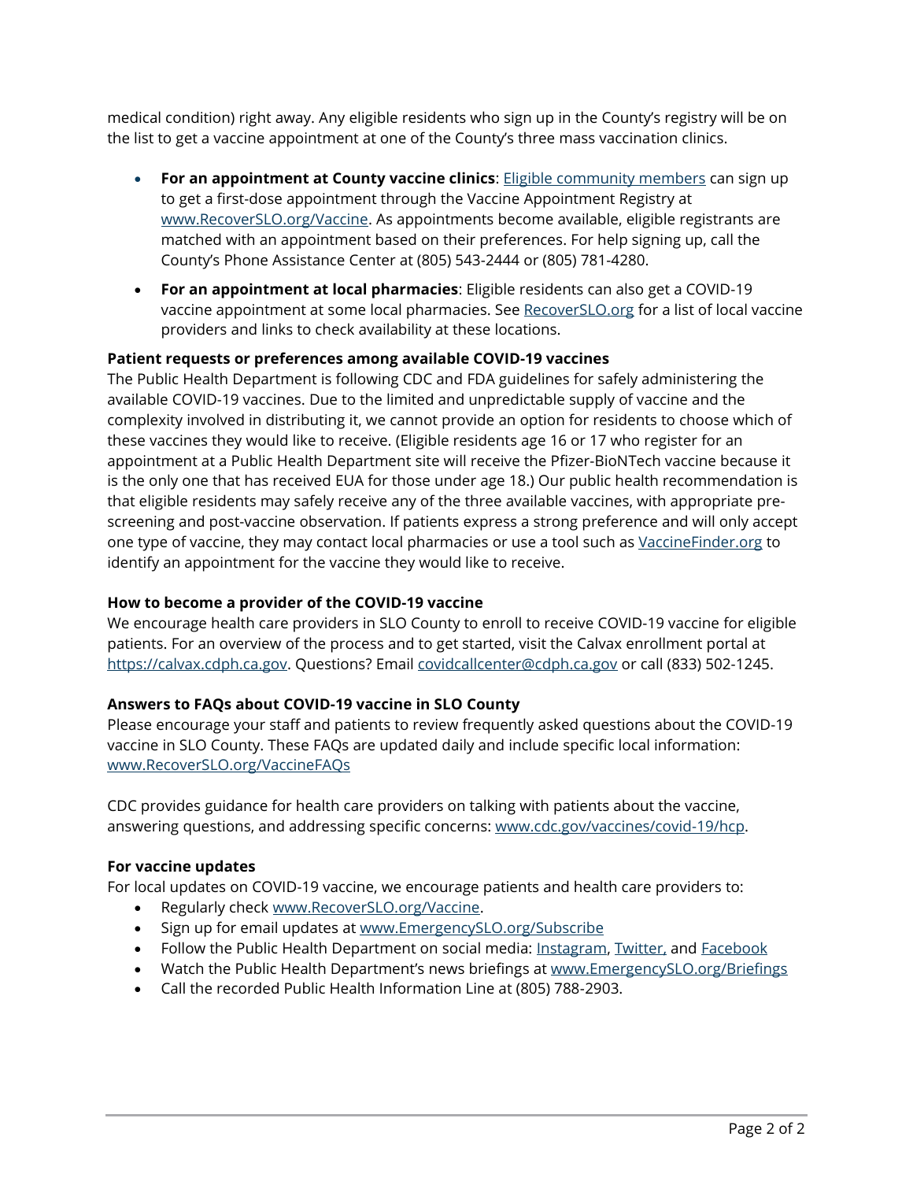medical condition) right away. Any eligible residents who sign up in the County's registry will be on the list to get a vaccine appointment at one of the County's three mass vaccination clinics.

- **For an appointment at County vaccine clinics**: Eligible community members can sign up to get a first-dose appointment through the Vaccine Appointment Registry at www.RecoverSLO.org/Vaccine. As appointments become available, eligible registrants are matched with an appointment based on their preferences. For help signing up, call the County's Phone Assistance Center at (805) 543-2444 or (805) 781-4280.
- **For an appointment at local pharmacies**: Eligible residents can also get a COVID-19 vaccine appointment at some local pharmacies. See RecoverSLO.org for a list of local vaccine providers and links to check availability at these locations.

**Patient requests or preferences among available COVID-19 vaccines**

The Public Health Department is following CDC and FDA guidelines for safely administering the available COVID-19 vaccines. Due to the limited and unpredictable supply of vaccine and the complexity involved in distributing it, we cannot provide an option for residents to choose which of these vaccines they would like to receive. (Eligible residents age 16 or 17 who register for an appointment at a Public Health Department site will receive the Pfizer-BioNTech vaccine because it is the only one that has received EUA for those under age 18.) Our public health recommendation is that eligible residents may safely receive any of the three available vaccines, with appropriate pre-screening and post-vaccine observation. If patients express a strong preference and will only accept one type of vaccine, they may contact local pharmacies or use a tool such as VaccineFinder.org to identify an appointment for the vaccine they would like to receive.

**How to become a provider of the COVID-19 vaccine**

We encourage health care providers in SLO County to enroll to receive COVID-19 vaccine for eligible patients. For an overview of the process and to get started, visit the Calvax enrollment portal at https://calvax.cdph.ca.gov. Questions? Email covidcallcenter@cdph.ca.gov or call (833) 502-1245.

**Answers to FAQs about COVID-19 vaccine in SLO County**

Please encourage your staff and patients to review frequently asked questions about the COVID-19 vaccine in SLO County. These FAQs are updated daily and include specific local information: www.RecoverSLO.org/VaccineFAQs

CDC provides guidance for health care providers on talking with patients about the vaccine, answering questions, and addressing specific concerns: www.cdc.gov/vaccines/covid-19/hcp.

**For vaccine updates**

For local updates on COVID-19 vaccine, we encourage patients and health care providers to:

- Regularly check www.RecoverSLO.org/Vaccine.
- Sign up for email updates at www.EmergencySLO.org/Subscribe
- Follow the Public Health Department on social media: Instagram, Twitter, and Facebook
- Watch the Public Health Department's news briefings at www.EmergencySLO.org/Briefings
- Call the recorded Public Health Information Line at (805) 788-2903.